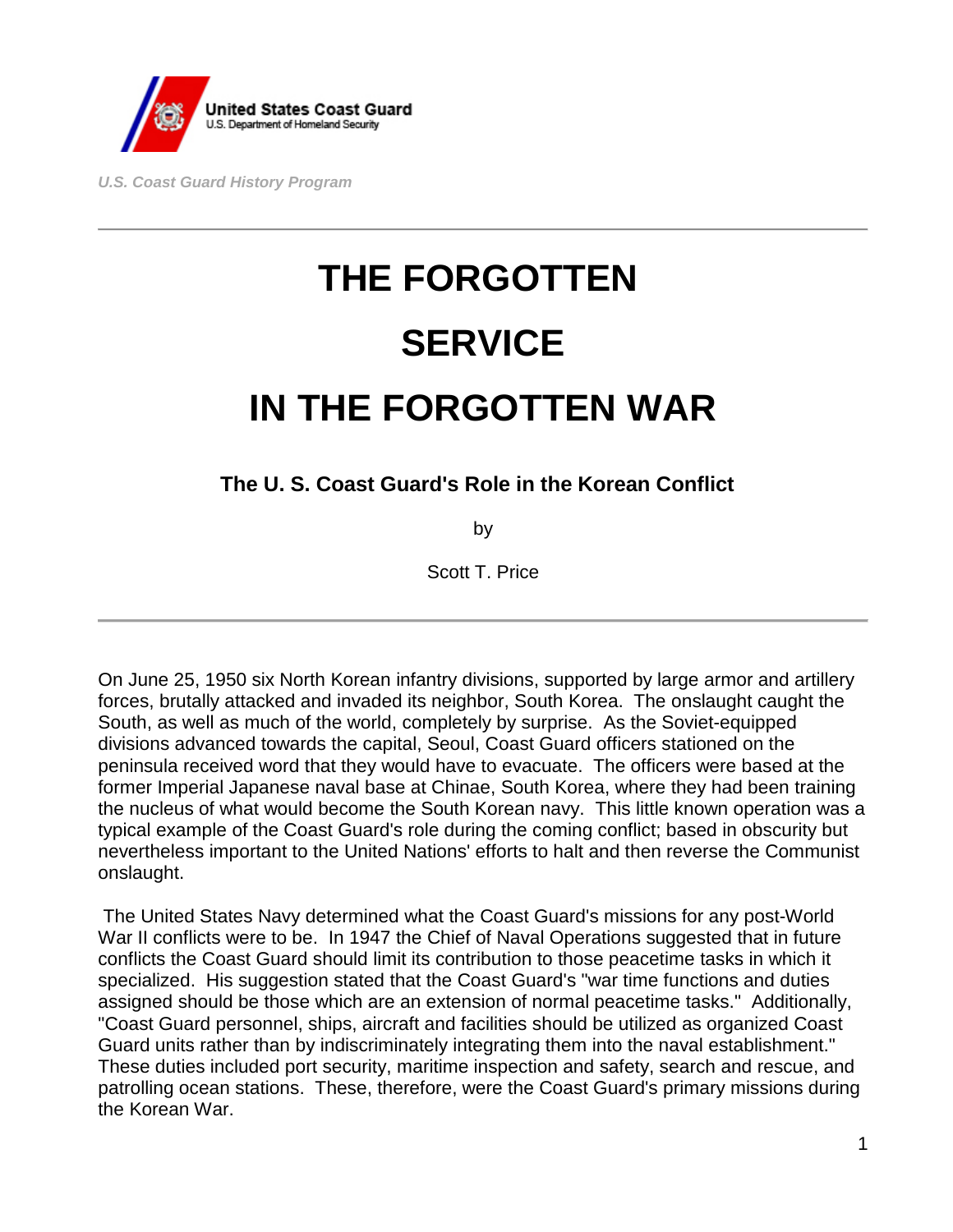United States Coast Guard
U.S. Department of Homeland Security

*U.S. Coast Guard History Program*

---

# THE FORGOTTEN SERVICE IN THE FORGOTTEN WAR

### The U. S. Coast Guard's Role in the Korean Conflict

by

Scott T. Price

---

On June 25, 1950 six North Korean infantry divisions, supported by large armor and artillery forces, brutally attacked and invaded its neighbor, South Korea. The onslaught caught the South, as well as much of the world, completely by surprise. As the Soviet-equipped divisions advanced towards the capital, Seoul, Coast Guard officers stationed on the peninsula received word that they would have to evacuate. The officers were based at the former Imperial Japanese naval base at Chinae, South Korea, where they had been training the nucleus of what would become the South Korean navy. This little known operation was a typical example of the Coast Guard's role during the coming conflict; based in obscurity but nevertheless important to the United Nations' efforts to halt and then reverse the Communist onslaught.

The United States Navy determined what the Coast Guard's missions for any post-World War II conflicts were to be. In 1947 the Chief of Naval Operations suggested that in future conflicts the Coast Guard should limit its contribution to those peacetime tasks in which it specialized. His suggestion stated that the Coast Guard's "war time functions and duties assigned should be those which are an extension of normal peacetime tasks." Additionally, "Coast Guard personnel, ships, aircraft and facilities should be utilized as organized Coast Guard units rather than by indiscriminately integrating them into the naval establishment." These duties included port security, maritime inspection and safety, search and rescue, and patrolling ocean stations. These, therefore, were the Coast Guard's primary missions during the Korean War.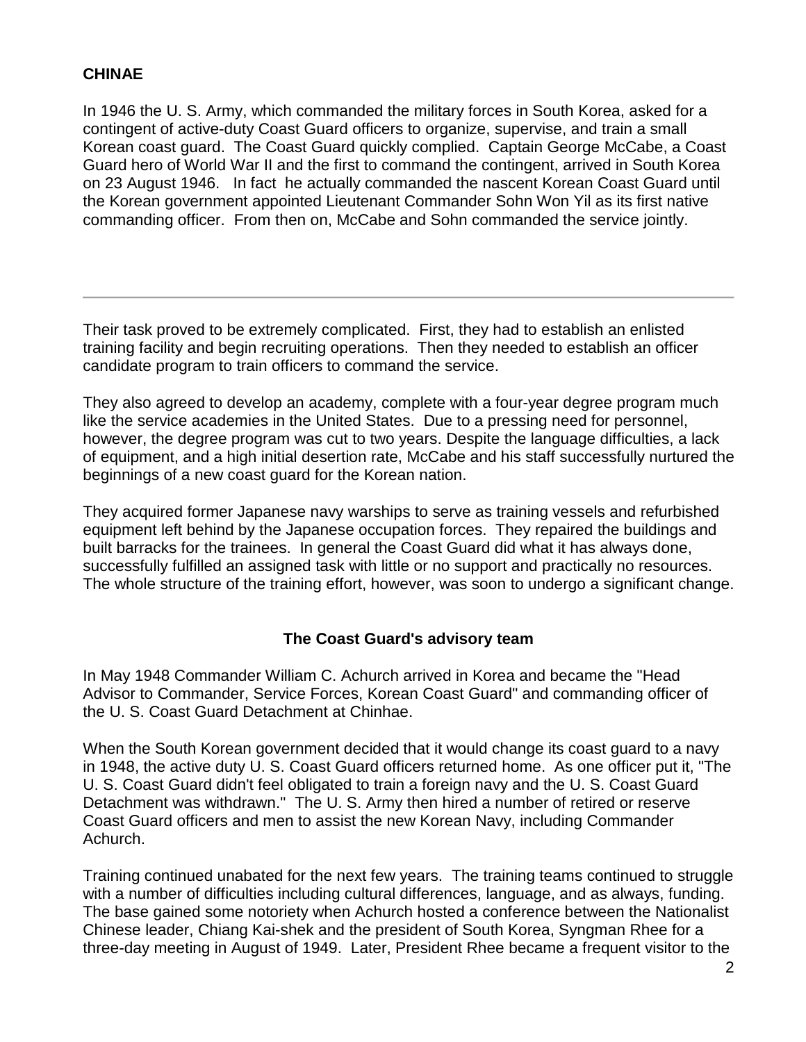**CHINAE**

In 1946 the U. S. Army, which commanded the military forces in South Korea, asked for a contingent of active-duty Coast Guard officers to organize, supervise, and train a small Korean coast guard. The Coast Guard quickly complied. Captain George McCabe, a Coast Guard hero of World War II and the first to command the contingent, arrived in South Korea on 23 August 1946. In fact he actually commanded the nascent Korean Coast Guard until the Korean government appointed Lieutenant Commander Sohn Won Yil as its first native commanding officer. From then on, McCabe and Sohn commanded the service jointly.

---

Their task proved to be extremely complicated. First, they had to establish an enlisted training facility and begin recruiting operations. Then they needed to establish an officer candidate program to train officers to command the service.

They also agreed to develop an academy, complete with a four-year degree program much like the service academies in the United States. Due to a pressing need for personnel, however, the degree program was cut to two years. Despite the language difficulties, a lack of equipment, and a high initial desertion rate, McCabe and his staff successfully nurtured the beginnings of a new coast guard for the Korean nation.

They acquired former Japanese navy warships to serve as training vessels and refurbished equipment left behind by the Japanese occupation forces. They repaired the buildings and built barracks for the trainees. In general the Coast Guard did what it has always done, successfully fulfilled an assigned task with little or no support and practically no resources. The whole structure of the training effort, however, was soon to undergo a significant change.

**The Coast Guard's advisory team**

In May 1948 Commander William C. Achurch arrived in Korea and became the "Head Advisor to Commander, Service Forces, Korean Coast Guard" and commanding officer of the U. S. Coast Guard Detachment at Chinhae.

When the South Korean government decided that it would change its coast guard to a navy in 1948, the active duty U. S. Coast Guard officers returned home. As one officer put it, "The U. S. Coast Guard didn't feel obligated to train a foreign navy and the U. S. Coast Guard Detachment was withdrawn." The U. S. Army then hired a number of retired or reserve Coast Guard officers and men to assist the new Korean Navy, including Commander Achurch.

Training continued unabated for the next few years. The training teams continued to struggle with a number of difficulties including cultural differences, language, and as always, funding. The base gained some notoriety when Achurch hosted a conference between the Nationalist Chinese leader, Chiang Kai-shek and the president of South Korea, Syngman Rhee for a three-day meeting in August of 1949. Later, President Rhee became a frequent visitor to the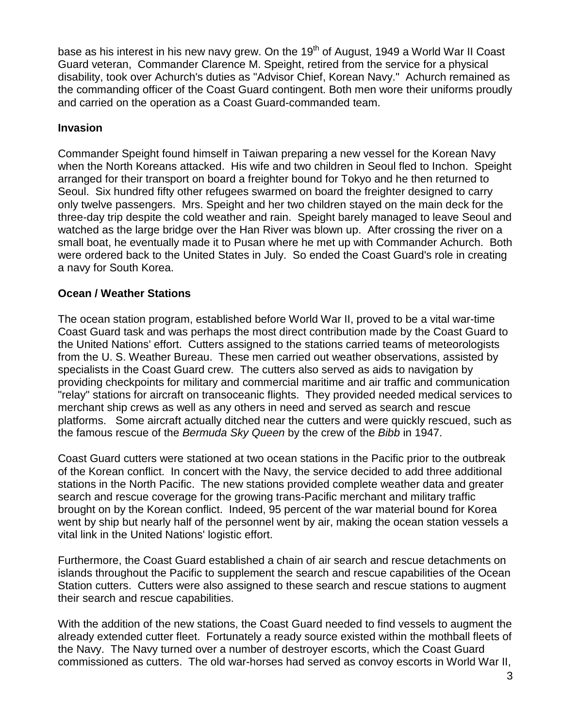base as his interest in his new navy grew. On the 19th of August, 1949 a World War II Coast Guard veteran, Commander Clarence M. Speight, retired from the service for a physical disability, took over Achurch's duties as "Advisor Chief, Korean Navy." Achurch remained as the commanding officer of the Coast Guard contingent. Both men wore their uniforms proudly and carried on the operation as a Coast Guard-commanded team.

## Invasion

Commander Speight found himself in Taiwan preparing a new vessel for the Korean Navy when the North Koreans attacked. His wife and two children in Seoul fled to Inchon. Speight arranged for their transport on board a freighter bound for Tokyo and he then returned to Seoul. Six hundred fifty other refugees swarmed on board the freighter designed to carry only twelve passengers. Mrs. Speight and her two children stayed on the main deck for the three-day trip despite the cold weather and rain. Speight barely managed to leave Seoul and watched as the large bridge over the Han River was blown up. After crossing the river on a small boat, he eventually made it to Pusan where he met up with Commander Achurch. Both were ordered back to the United States in July. So ended the Coast Guard's role in creating a navy for South Korea.

## Ocean / Weather Stations

The ocean station program, established before World War II, proved to be a vital war-time Coast Guard task and was perhaps the most direct contribution made by the Coast Guard to the United Nations' effort. Cutters assigned to the stations carried teams of meteorologists from the U. S. Weather Bureau. These men carried out weather observations, assisted by specialists in the Coast Guard crew. The cutters also served as aids to navigation by providing checkpoints for military and commercial maritime and air traffic and communication "relay" stations for aircraft on transoceanic flights. They provided needed medical services to merchant ship crews as well as any others in need and served as search and rescue platforms. Some aircraft actually ditched near the cutters and were quickly rescued, such as the famous rescue of the *Bermuda Sky Queen* by the crew of the *Bibb* in 1947.

Coast Guard cutters were stationed at two ocean stations in the Pacific prior to the outbreak of the Korean conflict. In concert with the Navy, the service decided to add three additional stations in the North Pacific. The new stations provided complete weather data and greater search and rescue coverage for the growing trans-Pacific merchant and military traffic brought on by the Korean conflict. Indeed, 95 percent of the war material bound for Korea went by ship but nearly half of the personnel went by air, making the ocean station vessels a vital link in the United Nations' logistic effort.

Furthermore, the Coast Guard established a chain of air search and rescue detachments on islands throughout the Pacific to supplement the search and rescue capabilities of the Ocean Station cutters. Cutters were also assigned to these search and rescue stations to augment their search and rescue capabilities.

With the addition of the new stations, the Coast Guard needed to find vessels to augment the already extended cutter fleet. Fortunately a ready source existed within the mothball fleets of the Navy. The Navy turned over a number of destroyer escorts, which the Coast Guard commissioned as cutters. The old war-horses had served as convoy escorts in World War II,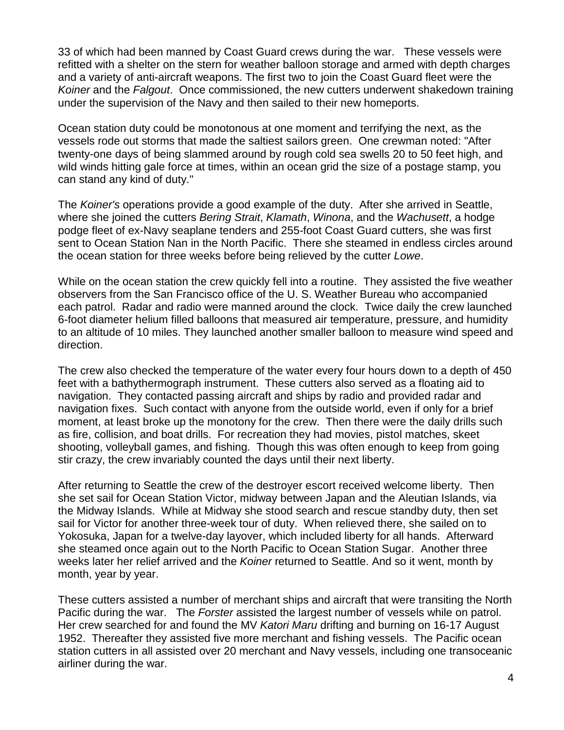33 of which had been manned by Coast Guard crews during the war. These vessels were refitted with a shelter on the stern for weather balloon storage and armed with depth charges and a variety of anti-aircraft weapons. The first two to join the Coast Guard fleet were the *Koiner* and the *Falgout*. Once commissioned, the new cutters underwent shakedown training under the supervision of the Navy and then sailed to their new homeports.

Ocean station duty could be monotonous at one moment and terrifying the next, as the vessels rode out storms that made the saltiest sailors green. One crewman noted: "After twenty-one days of being slammed around by rough cold sea swells 20 to 50 feet high, and wild winds hitting gale force at times, within an ocean grid the size of a postage stamp, you can stand any kind of duty."

The *Koiner's* operations provide a good example of the duty. After she arrived in Seattle, where she joined the cutters *Bering Strait*, *Klamath*, *Winona*, and the *Wachusett*, a hodge podge fleet of ex-Navy seaplane tenders and 255-foot Coast Guard cutters, she was first sent to Ocean Station Nan in the North Pacific. There she steamed in endless circles around the ocean station for three weeks before being relieved by the cutter *Lowe*.

While on the ocean station the crew quickly fell into a routine. They assisted the five weather observers from the San Francisco office of the U. S. Weather Bureau who accompanied each patrol. Radar and radio were manned around the clock. Twice daily the crew launched 6-foot diameter helium filled balloons that measured air temperature, pressure, and humidity to an altitude of 10 miles. They launched another smaller balloon to measure wind speed and direction.

The crew also checked the temperature of the water every four hours down to a depth of 450 feet with a bathythermograph instrument. These cutters also served as a floating aid to navigation. They contacted passing aircraft and ships by radio and provided radar and navigation fixes. Such contact with anyone from the outside world, even if only for a brief moment, at least broke up the monotony for the crew. Then there were the daily drills such as fire, collision, and boat drills. For recreation they had movies, pistol matches, skeet shooting, volleyball games, and fishing. Though this was often enough to keep from going stir crazy, the crew invariably counted the days until their next liberty.

After returning to Seattle the crew of the destroyer escort received welcome liberty. Then she set sail for Ocean Station Victor, midway between Japan and the Aleutian Islands, via the Midway Islands. While at Midway she stood search and rescue standby duty, then set sail for Victor for another three-week tour of duty. When relieved there, she sailed on to Yokosuka, Japan for a twelve-day layover, which included liberty for all hands. Afterward she steamed once again out to the North Pacific to Ocean Station Sugar. Another three weeks later her relief arrived and the *Koiner* returned to Seattle. And so it went, month by month, year by year.

These cutters assisted a number of merchant ships and aircraft that were transiting the North Pacific during the war. The *Forster* assisted the largest number of vessels while on patrol. Her crew searched for and found the MV *Katori Maru* drifting and burning on 16-17 August 1952. Thereafter they assisted five more merchant and fishing vessels. The Pacific ocean station cutters in all assisted over 20 merchant and Navy vessels, including one transoceanic airliner during the war.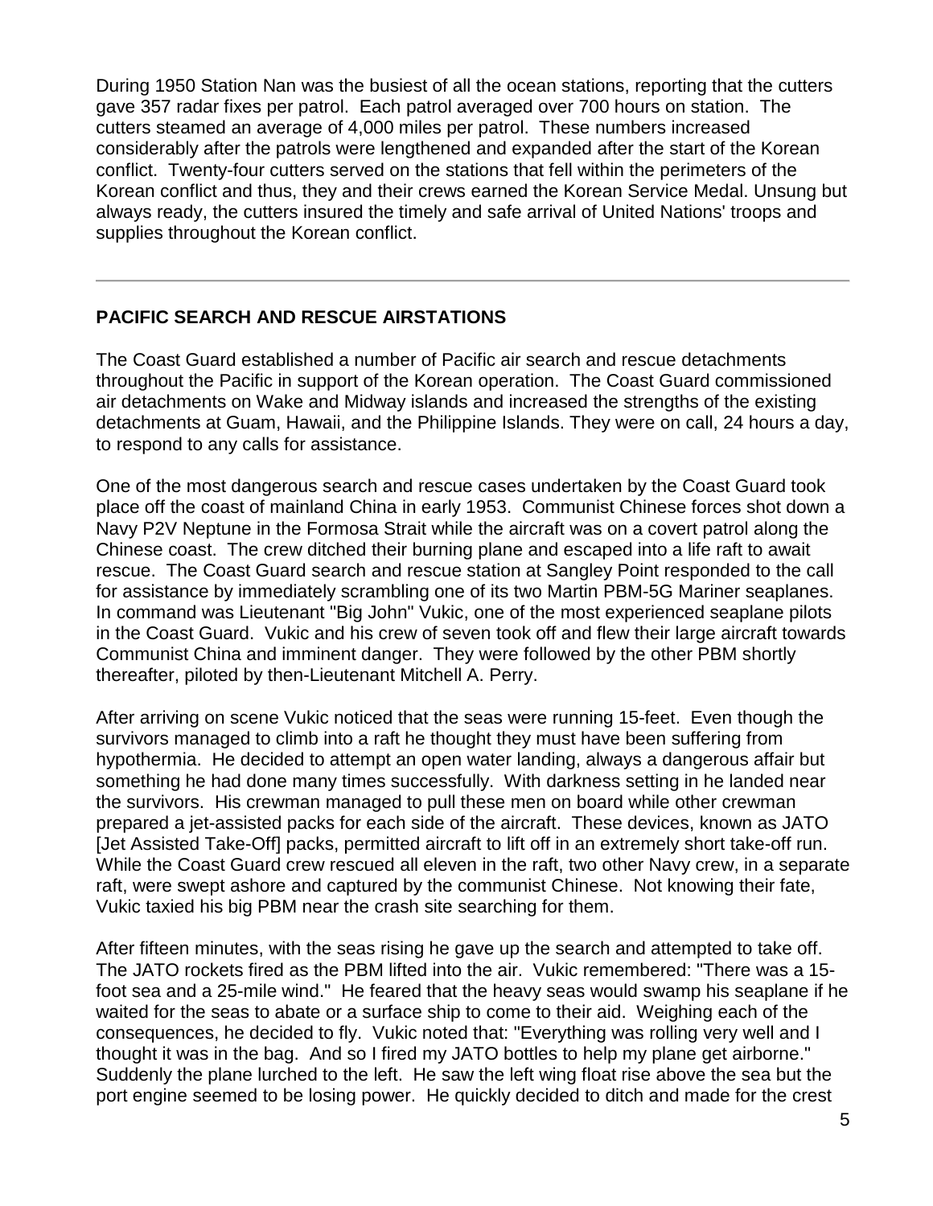During 1950 Station Nan was the busiest of all the ocean stations, reporting that the cutters gave 357 radar fixes per patrol. Each patrol averaged over 700 hours on station. The cutters steamed an average of 4,000 miles per patrol. These numbers increased considerably after the patrols were lengthened and expanded after the start of the Korean conflict. Twenty-four cutters served on the stations that fell within the perimeters of the Korean conflict and thus, they and their crews earned the Korean Service Medal. Unsung but always ready, the cutters insured the timely and safe arrival of United Nations' troops and supplies throughout the Korean conflict.

---

## PACIFIC SEARCH AND RESCUE AIRSTATIONS

The Coast Guard established a number of Pacific air search and rescue detachments throughout the Pacific in support of the Korean operation. The Coast Guard commissioned air detachments on Wake and Midway islands and increased the strengths of the existing detachments at Guam, Hawaii, and the Philippine Islands. They were on call, 24 hours a day, to respond to any calls for assistance.

One of the most dangerous search and rescue cases undertaken by the Coast Guard took place off the coast of mainland China in early 1953. Communist Chinese forces shot down a Navy P2V Neptune in the Formosa Strait while the aircraft was on a covert patrol along the Chinese coast. The crew ditched their burning plane and escaped into a life raft to await rescue. The Coast Guard search and rescue station at Sangley Point responded to the call for assistance by immediately scrambling one of its two Martin PBM-5G Mariner seaplanes. In command was Lieutenant "Big John" Vukic, one of the most experienced seaplane pilots in the Coast Guard. Vukic and his crew of seven took off and flew their large aircraft towards Communist China and imminent danger. They were followed by the other PBM shortly thereafter, piloted by then-Lieutenant Mitchell A. Perry.

After arriving on scene Vukic noticed that the seas were running 15-feet. Even though the survivors managed to climb into a raft he thought they must have been suffering from hypothermia. He decided to attempt an open water landing, always a dangerous affair but something he had done many times successfully. With darkness setting in he landed near the survivors. His crewman managed to pull these men on board while other crewman prepared a jet-assisted packs for each side of the aircraft. These devices, known as JATO [Jet Assisted Take-Off] packs, permitted aircraft to lift off in an extremely short take-off run. While the Coast Guard crew rescued all eleven in the raft, two other Navy crew, in a separate raft, were swept ashore and captured by the communist Chinese. Not knowing their fate, Vukic taxied his big PBM near the crash site searching for them.

After fifteen minutes, with the seas rising he gave up the search and attempted to take off. The JATO rockets fired as the PBM lifted into the air. Vukic remembered: "There was a 15-foot sea and a 25-mile wind." He feared that the heavy seas would swamp his seaplane if he waited for the seas to abate or a surface ship to come to their aid. Weighing each of the consequences, he decided to fly. Vukic noted that: "Everything was rolling very well and I thought it was in the bag. And so I fired my JATO bottles to help my plane get airborne." Suddenly the plane lurched to the left. He saw the left wing float rise above the sea but the port engine seemed to be losing power. He quickly decided to ditch and made for the crest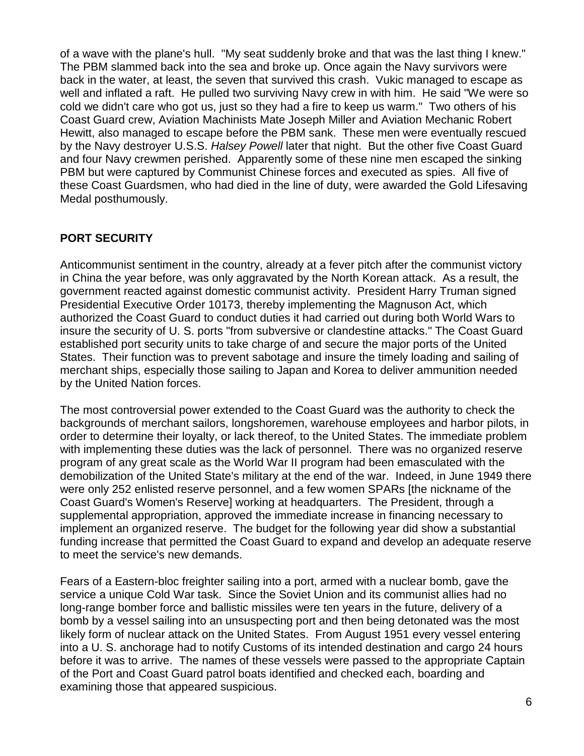of a wave with the plane's hull. "My seat suddenly broke and that was the last thing I knew." The PBM slammed back into the sea and broke up. Once again the Navy survivors were back in the water, at least, the seven that survived this crash. Vukic managed to escape as well and inflated a raft. He pulled two surviving Navy crew in with him. He said "We were so cold we didn't care who got us, just so they had a fire to keep us warm." Two others of his Coast Guard crew, Aviation Machinists Mate Joseph Miller and Aviation Mechanic Robert Hewitt, also managed to escape before the PBM sank. These men were eventually rescued by the Navy destroyer U.S.S. *Halsey Powell* later that night. But the other five Coast Guard and four Navy crewmen perished. Apparently some of these nine men escaped the sinking PBM but were captured by Communist Chinese forces and executed as spies. All five of these Coast Guardsmen, who had died in the line of duty, were awarded the Gold Lifesaving Medal posthumously.

## PORT SECURITY

Anticommunist sentiment in the country, already at a fever pitch after the communist victory in China the year before, was only aggravated by the North Korean attack. As a result, the government reacted against domestic communist activity. President Harry Truman signed Presidential Executive Order 10173, thereby implementing the Magnuson Act, which authorized the Coast Guard to conduct duties it had carried out during both World Wars to insure the security of U. S. ports "from subversive or clandestine attacks." The Coast Guard established port security units to take charge of and secure the major ports of the United States. Their function was to prevent sabotage and insure the timely loading and sailing of merchant ships, especially those sailing to Japan and Korea to deliver ammunition needed by the United Nation forces.

The most controversial power extended to the Coast Guard was the authority to check the backgrounds of merchant sailors, longshoremen, warehouse employees and harbor pilots, in order to determine their loyalty, or lack thereof, to the United States. The immediate problem with implementing these duties was the lack of personnel. There was no organized reserve program of any great scale as the World War II program had been emasculated with the demobilization of the United State's military at the end of the war. Indeed, in June 1949 there were only 252 enlisted reserve personnel, and a few women SPARs [the nickname of the Coast Guard's Women's Reserve] working at headquarters. The President, through a supplemental appropriation, approved the immediate increase in financing necessary to implement an organized reserve. The budget for the following year did show a substantial funding increase that permitted the Coast Guard to expand and develop an adequate reserve to meet the service's new demands.

Fears of a Eastern-bloc freighter sailing into a port, armed with a nuclear bomb, gave the service a unique Cold War task. Since the Soviet Union and its communist allies had no long-range bomber force and ballistic missiles were ten years in the future, delivery of a bomb by a vessel sailing into an unsuspecting port and then being detonated was the most likely form of nuclear attack on the United States. From August 1951 every vessel entering into a U. S. anchorage had to notify Customs of its intended destination and cargo 24 hours before it was to arrive. The names of these vessels were passed to the appropriate Captain of the Port and Coast Guard patrol boats identified and checked each, boarding and examining those that appeared suspicious.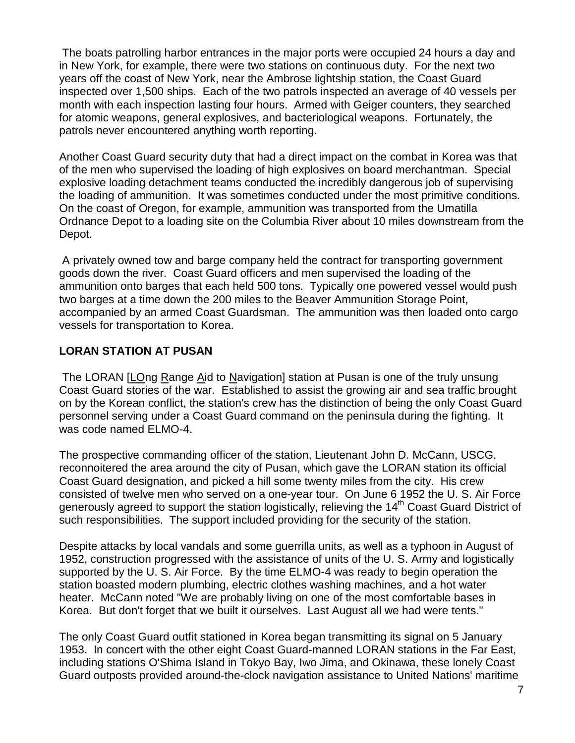The boats patrolling harbor entrances in the major ports were occupied 24 hours a day and in New York, for example, there were two stations on continuous duty. For the next two years off the coast of New York, near the Ambrose lightship station, the Coast Guard inspected over 1,500 ships. Each of the two patrols inspected an average of 40 vessels per month with each inspection lasting four hours. Armed with Geiger counters, they searched for atomic weapons, general explosives, and bacteriological weapons. Fortunately, the patrols never encountered anything worth reporting.

Another Coast Guard security duty that had a direct impact on the combat in Korea was that of the men who supervised the loading of high explosives on board merchantman. Special explosive loading detachment teams conducted the incredibly dangerous job of supervising the loading of ammunition. It was sometimes conducted under the most primitive conditions. On the coast of Oregon, for example, ammunition was transported from the Umatilla Ordnance Depot to a loading site on the Columbia River about 10 miles downstream from the Depot.

A privately owned tow and barge company held the contract for transporting government goods down the river. Coast Guard officers and men supervised the loading of the ammunition onto barges that each held 500 tons. Typically one powered vessel would push two barges at a time down the 200 miles to the Beaver Ammunition Storage Point, accompanied by an armed Coast Guardsman. The ammunition was then loaded onto cargo vessels for transportation to Korea.

## LORAN STATION AT PUSAN

The LORAN [LOng Range Aid to Navigation] station at Pusan is one of the truly unsung Coast Guard stories of the war. Established to assist the growing air and sea traffic brought on by the Korean conflict, the station's crew has the distinction of being the only Coast Guard personnel serving under a Coast Guard command on the peninsula during the fighting. It was code named ELMO-4.

The prospective commanding officer of the station, Lieutenant John D. McCann, USCG, reconnoitered the area around the city of Pusan, which gave the LORAN station its official Coast Guard designation, and picked a hill some twenty miles from the city. His crew consisted of twelve men who served on a one-year tour. On June 6 1952 the U. S. Air Force generously agreed to support the station logistically, relieving the 14th Coast Guard District of such responsibilities. The support included providing for the security of the station.

Despite attacks by local vandals and some guerrilla units, as well as a typhoon in August of 1952, construction progressed with the assistance of units of the U. S. Army and logistically supported by the U. S. Air Force. By the time ELMO-4 was ready to begin operation the station boasted modern plumbing, electric clothes washing machines, and a hot water heater. McCann noted "We are probably living on one of the most comfortable bases in Korea. But don't forget that we built it ourselves. Last August all we had were tents."

The only Coast Guard outfit stationed in Korea began transmitting its signal on 5 January 1953. In concert with the other eight Coast Guard-manned LORAN stations in the Far East, including stations O'Shima Island in Tokyo Bay, Iwo Jima, and Okinawa, these lonely Coast Guard outposts provided around-the-clock navigation assistance to United Nations' maritime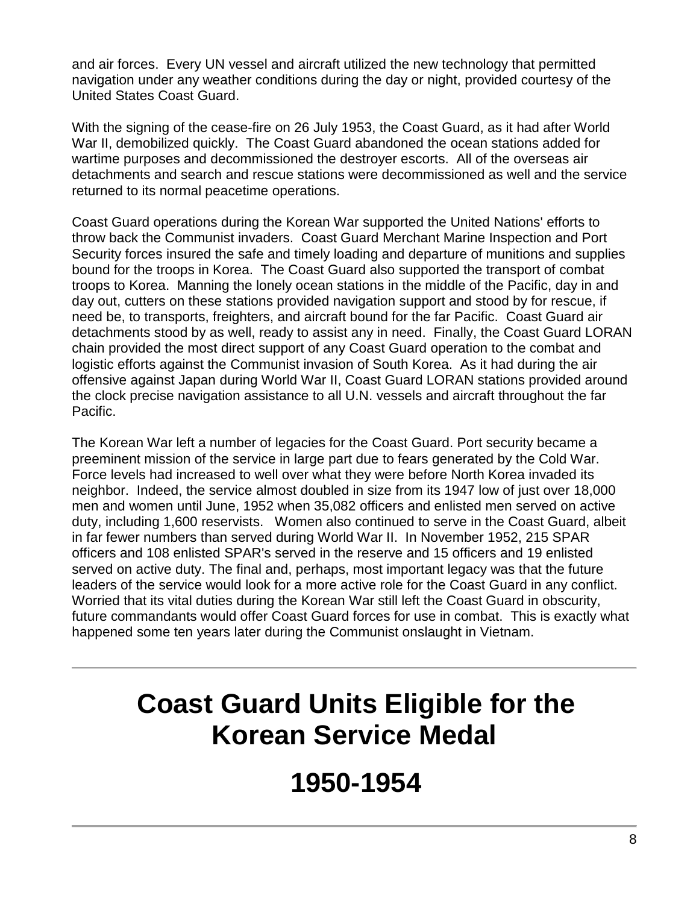and air forces. Every UN vessel and aircraft utilized the new technology that permitted navigation under any weather conditions during the day or night, provided courtesy of the United States Coast Guard.

With the signing of the cease-fire on 26 July 1953, the Coast Guard, as it had after World War II, demobilized quickly. The Coast Guard abandoned the ocean stations added for wartime purposes and decommissioned the destroyer escorts. All of the overseas air detachments and search and rescue stations were decommissioned as well and the service returned to its normal peacetime operations.

Coast Guard operations during the Korean War supported the United Nations' efforts to throw back the Communist invaders. Coast Guard Merchant Marine Inspection and Port Security forces insured the safe and timely loading and departure of munitions and supplies bound for the troops in Korea. The Coast Guard also supported the transport of combat troops to Korea. Manning the lonely ocean stations in the middle of the Pacific, day in and day out, cutters on these stations provided navigation support and stood by for rescue, if need be, to transports, freighters, and aircraft bound for the far Pacific. Coast Guard air detachments stood by as well, ready to assist any in need. Finally, the Coast Guard LORAN chain provided the most direct support of any Coast Guard operation to the combat and logistic efforts against the Communist invasion of South Korea. As it had during the air offensive against Japan during World War II, Coast Guard LORAN stations provided around the clock precise navigation assistance to all U.N. vessels and aircraft throughout the far Pacific.

The Korean War left a number of legacies for the Coast Guard. Port security became a preeminent mission of the service in large part due to fears generated by the Cold War. Force levels had increased to well over what they were before North Korea invaded its neighbor. Indeed, the service almost doubled in size from its 1947 low of just over 18,000 men and women until June, 1952 when 35,082 officers and enlisted men served on active duty, including 1,600 reservists. Women also continued to serve in the Coast Guard, albeit in far fewer numbers than served during World War II. In November 1952, 215 SPAR officers and 108 enlisted SPAR's served in the reserve and 15 officers and 19 enlisted served on active duty. The final and, perhaps, most important legacy was that the future leaders of the service would look for a more active role for the Coast Guard in any conflict. Worried that its vital duties during the Korean War still left the Coast Guard in obscurity, future commandants would offer Coast Guard forces for use in combat. This is exactly what happened some ten years later during the Communist onslaught in Vietnam.

---

# Coast Guard Units Eligible for the Korean Service Medal

# 1950-1954

---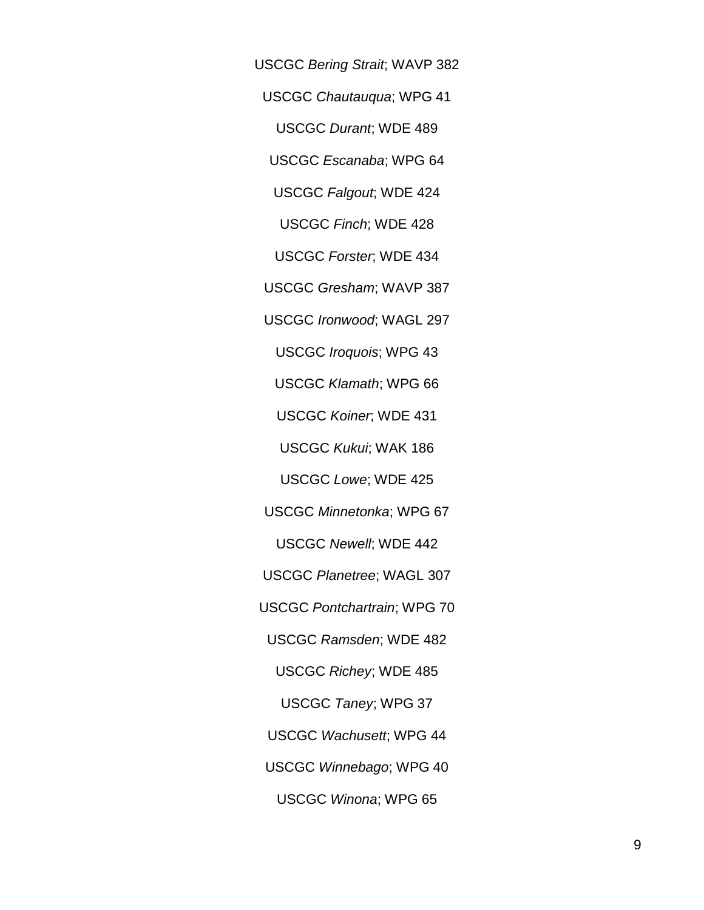USCGC *Bering Strait*; WAVP 382

USCGC *Chautauqua*; WPG 41

USCGC *Durant*; WDE 489

USCGC *Escanaba*; WPG 64

USCGC *Falgout*; WDE 424

USCGC *Finch*; WDE 428

USCGC *Forster*; WDE 434

USCGC *Gresham*; WAVP 387

USCGC *Ironwood*; WAGL 297

USCGC *Iroquois*; WPG 43

USCGC *Klamath*; WPG 66

USCGC *Koiner*; WDE 431

USCGC *Kukui*; WAK 186

USCGC *Lowe*; WDE 425

USCGC *Minnetonka*; WPG 67

USCGC *Newell*; WDE 442

USCGC *Planetree*; WAGL 307

USCGC *Pontchartrain*; WPG 70

USCGC *Ramsden*; WDE 482

USCGC *Richey*; WDE 485

USCGC *Taney*; WPG 37

USCGC *Wachusett*; WPG 44

USCGC *Winnebago*; WPG 40

USCGC *Winona*; WPG 65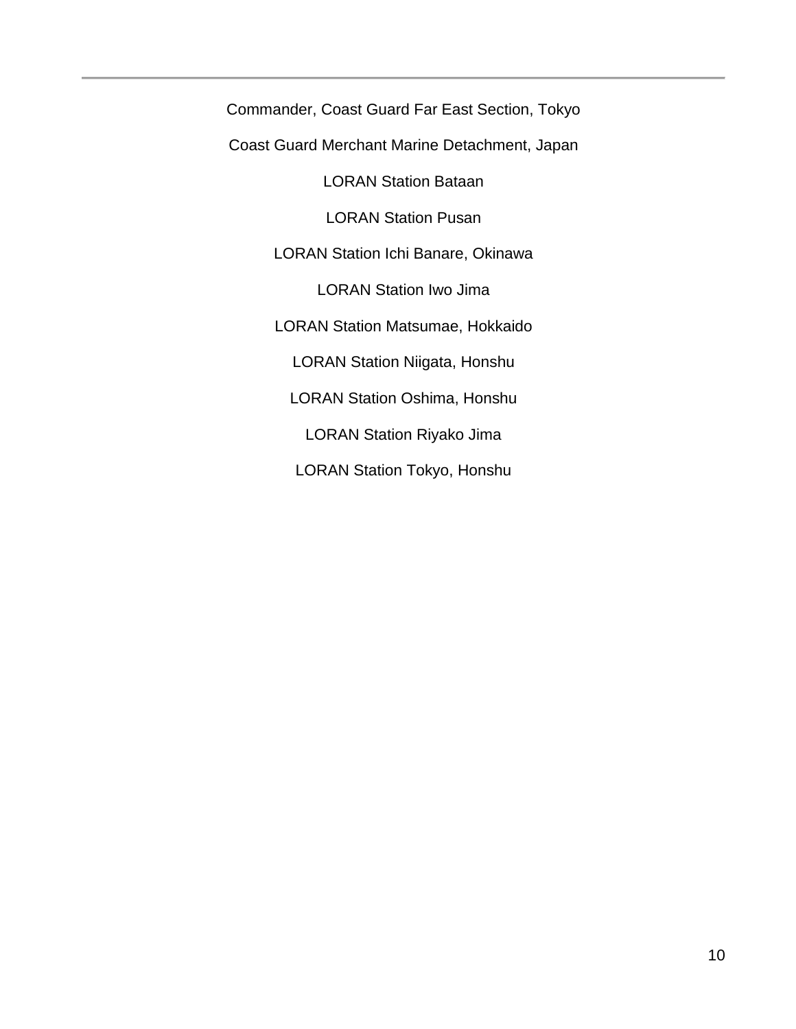Commander, Coast Guard Far East Section, Tokyo

Coast Guard Merchant Marine Detachment, Japan

LORAN Station Bataan

LORAN Station Pusan

LORAN Station Ichi Banare, Okinawa

LORAN Station Iwo Jima

LORAN Station Matsumae, Hokkaido

LORAN Station Niigata, Honshu

LORAN Station Oshima, Honshu

LORAN Station Riyako Jima

LORAN Station Tokyo, Honshu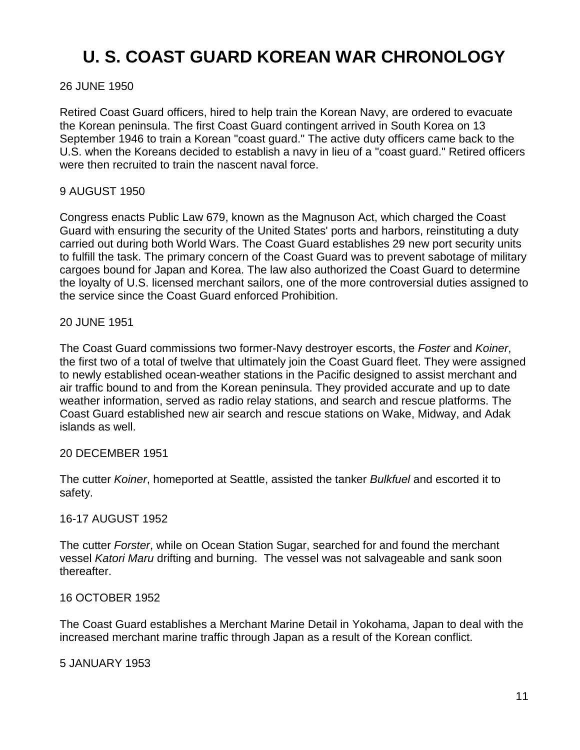# U. S. COAST GUARD KOREAN WAR CHRONOLOGY

26 JUNE 1950

Retired Coast Guard officers, hired to help train the Korean Navy, are ordered to evacuate the Korean peninsula. The first Coast Guard contingent arrived in South Korea on 13 September 1946 to train a Korean "coast guard." The active duty officers came back to the U.S. when the Koreans decided to establish a navy in lieu of a "coast guard." Retired officers were then recruited to train the nascent naval force.

9 AUGUST 1950

Congress enacts Public Law 679, known as the Magnuson Act, which charged the Coast Guard with ensuring the security of the United States' ports and harbors, reinstituting a duty carried out during both World Wars. The Coast Guard establishes 29 new port security units to fulfill the task. The primary concern of the Coast Guard was to prevent sabotage of military cargoes bound for Japan and Korea. The law also authorized the Coast Guard to determine the loyalty of U.S. licensed merchant sailors, one of the more controversial duties assigned to the service since the Coast Guard enforced Prohibition.

20 JUNE 1951

The Coast Guard commissions two former-Navy destroyer escorts, the *Foster* and *Koiner*, the first two of a total of twelve that ultimately join the Coast Guard fleet. They were assigned to newly established ocean-weather stations in the Pacific designed to assist merchant and air traffic bound to and from the Korean peninsula. They provided accurate and up to date weather information, served as radio relay stations, and search and rescue platforms. The Coast Guard established new air search and rescue stations on Wake, Midway, and Adak islands as well.

20 DECEMBER 1951

The cutter *Koiner*, homeported at Seattle, assisted the tanker *Bulkfuel* and escorted it to safety.

16-17 AUGUST 1952

The cutter *Forster*, while on Ocean Station Sugar, searched for and found the merchant vessel *Katori Maru* drifting and burning. The vessel was not salvageable and sank soon thereafter.

16 OCTOBER 1952

The Coast Guard establishes a Merchant Marine Detail in Yokohama, Japan to deal with the increased merchant marine traffic through Japan as a result of the Korean conflict.

5 JANUARY 1953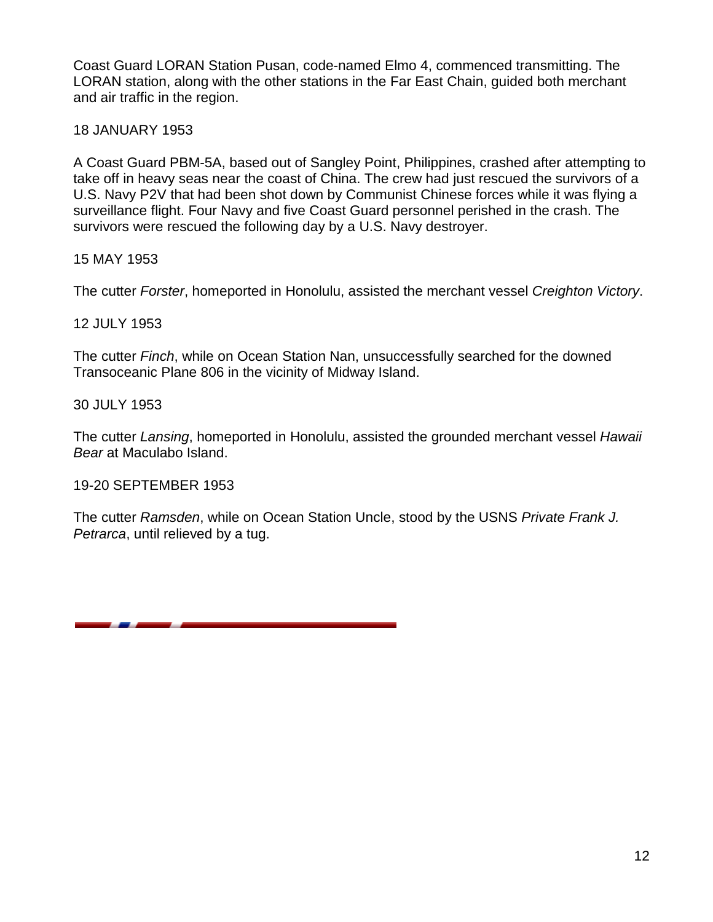Coast Guard LORAN Station Pusan, code-named Elmo 4, commenced transmitting. The LORAN station, along with the other stations in the Far East Chain, guided both merchant and air traffic in the region.

18 JANUARY 1953

A Coast Guard PBM-5A, based out of Sangley Point, Philippines, crashed after attempting to take off in heavy seas near the coast of China. The crew had just rescued the survivors of a U.S. Navy P2V that had been shot down by Communist Chinese forces while it was flying a surveillance flight. Four Navy and five Coast Guard personnel perished in the crash. The survivors were rescued the following day by a U.S. Navy destroyer.

15 MAY 1953

The cutter *Forster*, homeported in Honolulu, assisted the merchant vessel *Creighton Victory*.

12 JULY 1953

The cutter *Finch*, while on Ocean Station Nan, unsuccessfully searched for the downed Transoceanic Plane 806 in the vicinity of Midway Island.

30 JULY 1953

The cutter *Lansing*, homeported in Honolulu, assisted the grounded merchant vessel *Hawaii Bear* at Maculabo Island.

19-20 SEPTEMBER 1953

The cutter *Ramsden*, while on Ocean Station Uncle, stood by the USNS *Private Frank J. Petrarca*, until relieved by a tug.